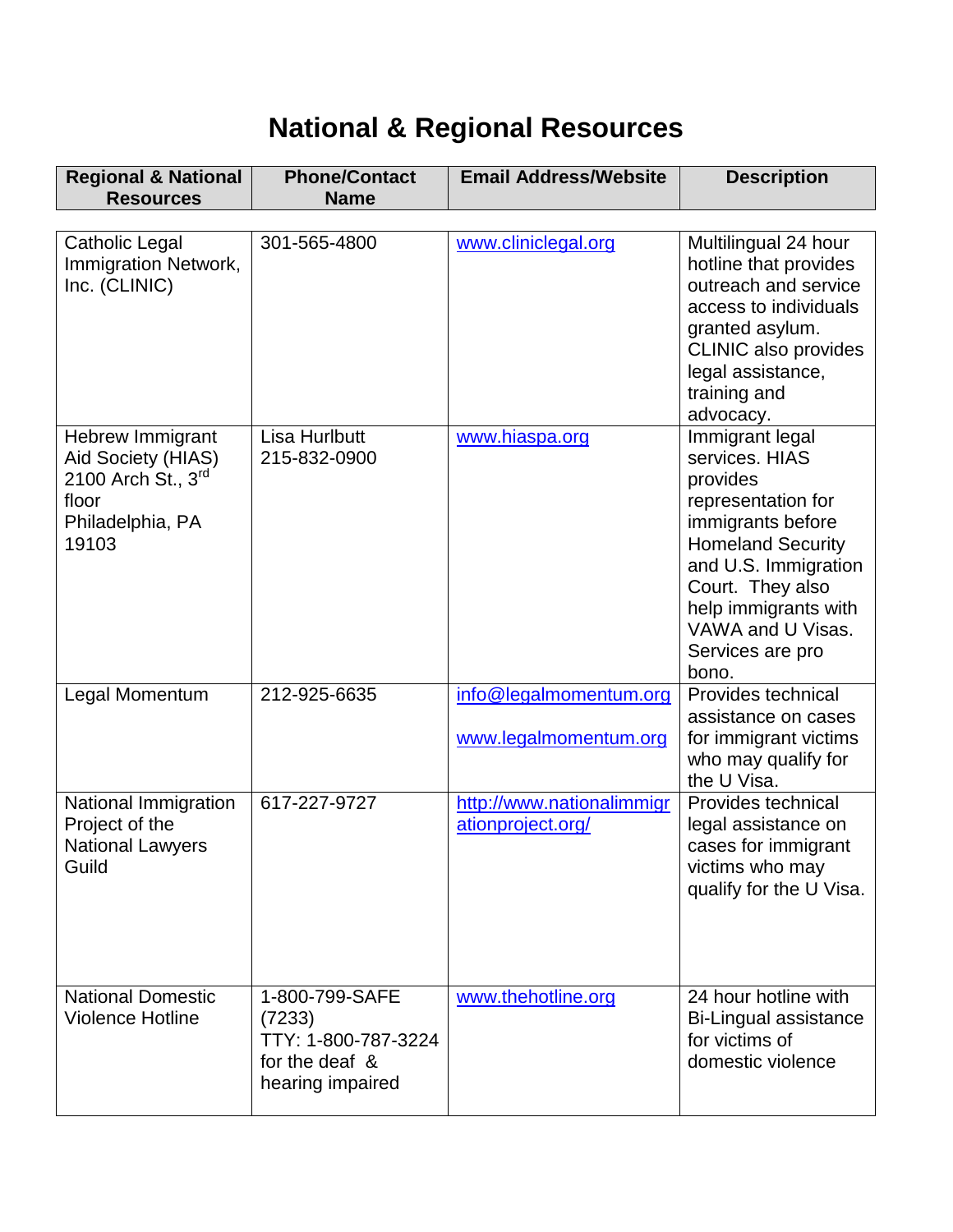# National & Regional Resources

| Regional & National Resources | Phone/Contact Name | Email Address/Website | Description |
|---|---|---|---|
| Catholic Legal Immigration Network, Inc. (CLINIC) | 301-565-4800 | www.cliniclegal.org | Multilingual 24 hour hotline that provides outreach and service access to individuals granted asylum. CLINIC also provides legal assistance, training and advocacy. |
| Hebrew Immigrant Aid Society (HIAS) 2100 Arch St., 3rd floor Philadelphia, PA 19103 | Lisa Hurlbutt 215-832-0900 | www.hiaspa.org | Immigrant legal services. HIAS provides representation for immigrants before Homeland Security and U.S. Immigration Court. They also help immigrants with VAWA and U Visas. Services are pro bono. |
| Legal Momentum | 212-925-6635 | info@legalmomentum.org www.legalmomentum.org | Provides technical assistance on cases for immigrant victims who may qualify for the U Visa. |
| National Immigration Project of the National Lawyers Guild | 617-227-9727 | http://www.nationalimmigrationproject.org/ | Provides technical legal assistance on cases for immigrant victims who may qualify for the U Visa. |
| National Domestic Violence Hotline | 1-800-799-SAFE (7233) TTY: 1-800-787-3224 for the deaf & hearing impaired | www.thehotline.org | 24 hour hotline with Bi-Lingual assistance for victims of domestic violence |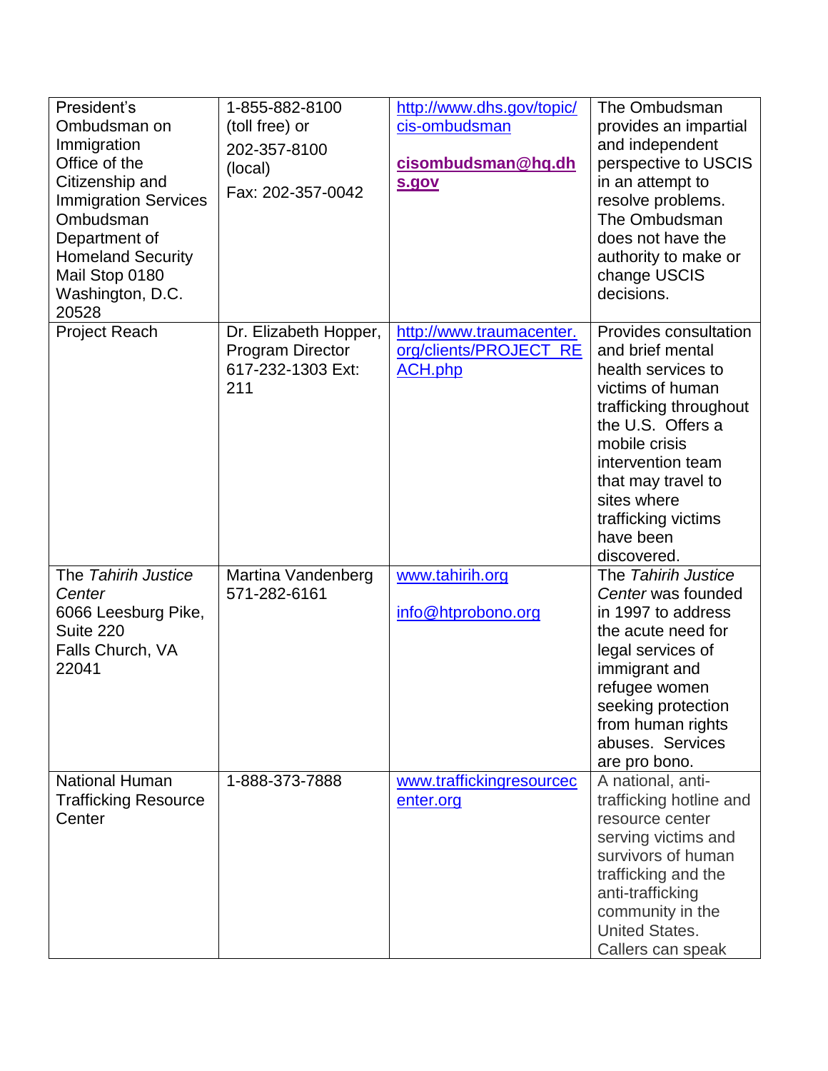| | | | |
|---|---|---|---|
| President's Ombudsman on Immigration Office of the Citizenship and Immigration Services Ombudsman Department of Homeland Security Mail Stop 0180 Washington, D.C. 20528 | 1-855-882-8100 (toll free) or 202-357-8100 (local) Fax: 202-357-0042 | http://www.dhs.gov/topic/cis-ombudsman **cisombudsman@hq.dhs.gov** | The Ombudsman provides an impartial and independent perspective to USCIS in an attempt to resolve problems. The Ombudsman does not have the authority to make or change USCIS decisions. |
| Project Reach | Dr. Elizabeth Hopper, Program Director 617-232-1303 Ext: 211 | http://www.traumacenter.org/clients/PROJECT_REACH.php | Provides consultation and brief mental health services to victims of human trafficking throughout the U.S. Offers a mobile crisis intervention team that may travel to sites where trafficking victims have been discovered. |
| The *Tahirih Justice Center* 6066 Leesburg Pike, Suite 220 Falls Church, VA 22041 | Martina Vandenberg 571-282-6161 | www.tahirih.org info@htprobono.org | The *Tahirih Justice Center* was founded in 1997 to address the acute need for legal services of immigrant and refugee women seeking protection from human rights abuses. Services are pro bono. |
| National Human Trafficking Resource Center | 1-888-373-7888 | www.traffickingresourcecenter.org | A national, anti-trafficking hotline and resource center serving victims and survivors of human trafficking and the anti-trafficking community in the United States. Callers can speak |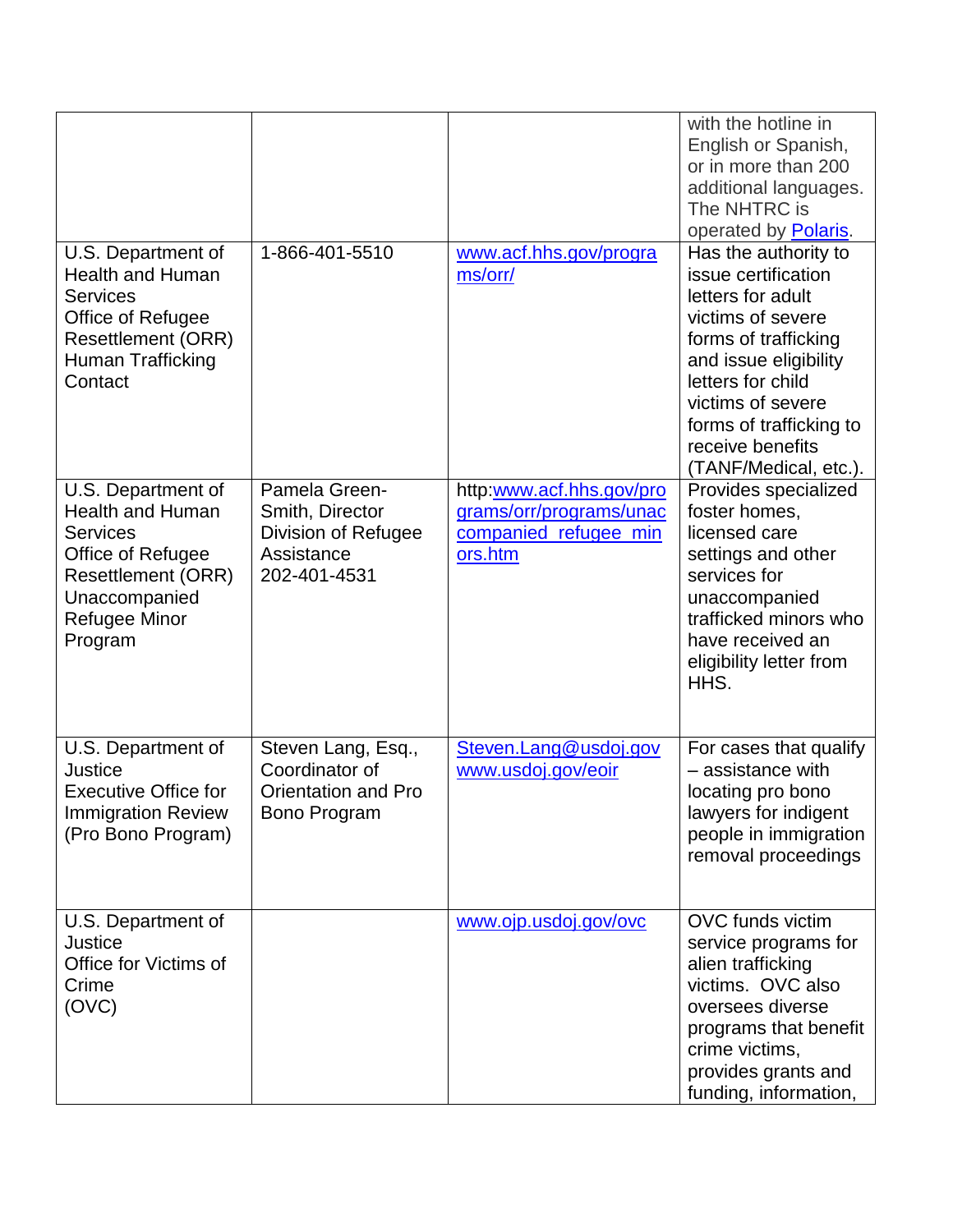| | | | |
|---|---|---|---|
| | | | with the hotline in English or Spanish, or in more than 200 additional languages. The NHTRC is operated by Polaris. |
| U.S. Department of Health and Human Services Office of Refugee Resettlement (ORR) Human Trafficking Contact | 1-866-401-5510 | www.acf.hhs.gov/programs/orr/ | Has the authority to issue certification letters for adult victims of severe forms of trafficking and issue eligibility letters for child victims of severe forms of trafficking to receive benefits (TANF/Medical, etc.). |
| U.S. Department of Health and Human Services Office of Refugee Resettlement (ORR) Unaccompanied Refugee Minor Program | Pamela Green-Smith, Director Division of Refugee Assistance 202-401-4531 | http:www.acf.hhs.gov/programs/orr/programs/unaccompanied_refugee_minors.htm | Provides specialized foster homes, licensed care settings and other services for unaccompanied trafficked minors who have received an eligibility letter from HHS. |
| U.S. Department of Justice Executive Office for Immigration Review (Pro Bono Program) | Steven Lang, Esq., Coordinator of Orientation and Pro Bono Program | Steven.Lang@usdoj.gov www.usdoj.gov/eoir | For cases that qualify – assistance with locating pro bono lawyers for indigent people in immigration removal proceedings |
| U.S. Department of Justice Office for Victims of Crime (OVC) | | www.ojp.usdoj.gov/ovc | OVC funds victim service programs for alien trafficking victims. OVC also oversees diverse programs that benefit crime victims, provides grants and funding, information, |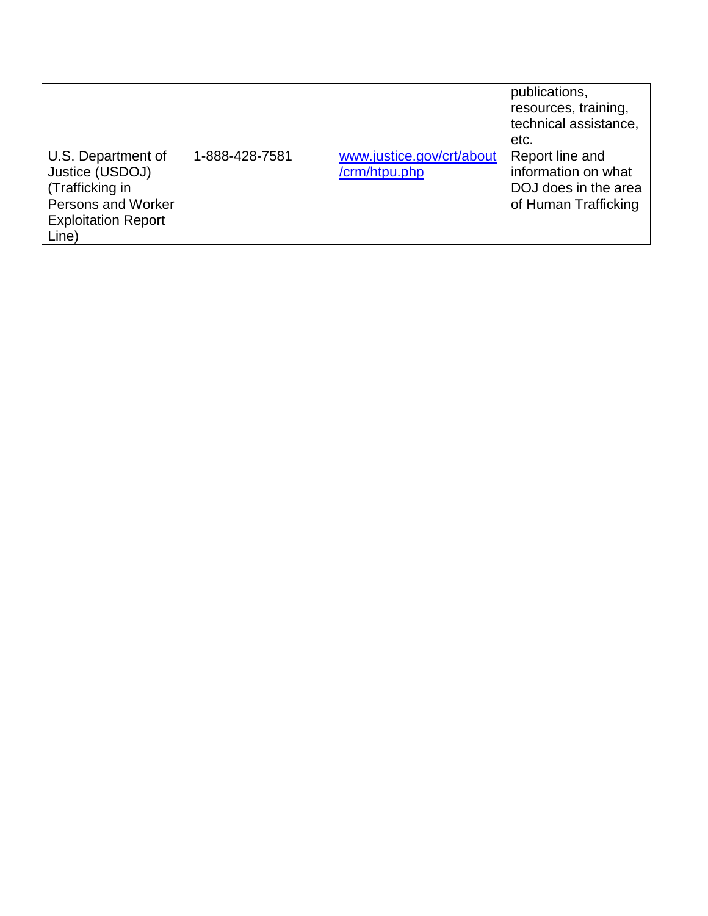| | | | |
|---|---|---|---|
| | | | publications, resources, training, technical assistance, etc. |
| U.S. Department of Justice (USDOJ) (Trafficking in Persons and Worker Exploitation Report Line) | 1-888-428-7581 | www.justice.gov/crt/about/crm/htpu.php | Report line and information on what DOJ does in the area of Human Trafficking |